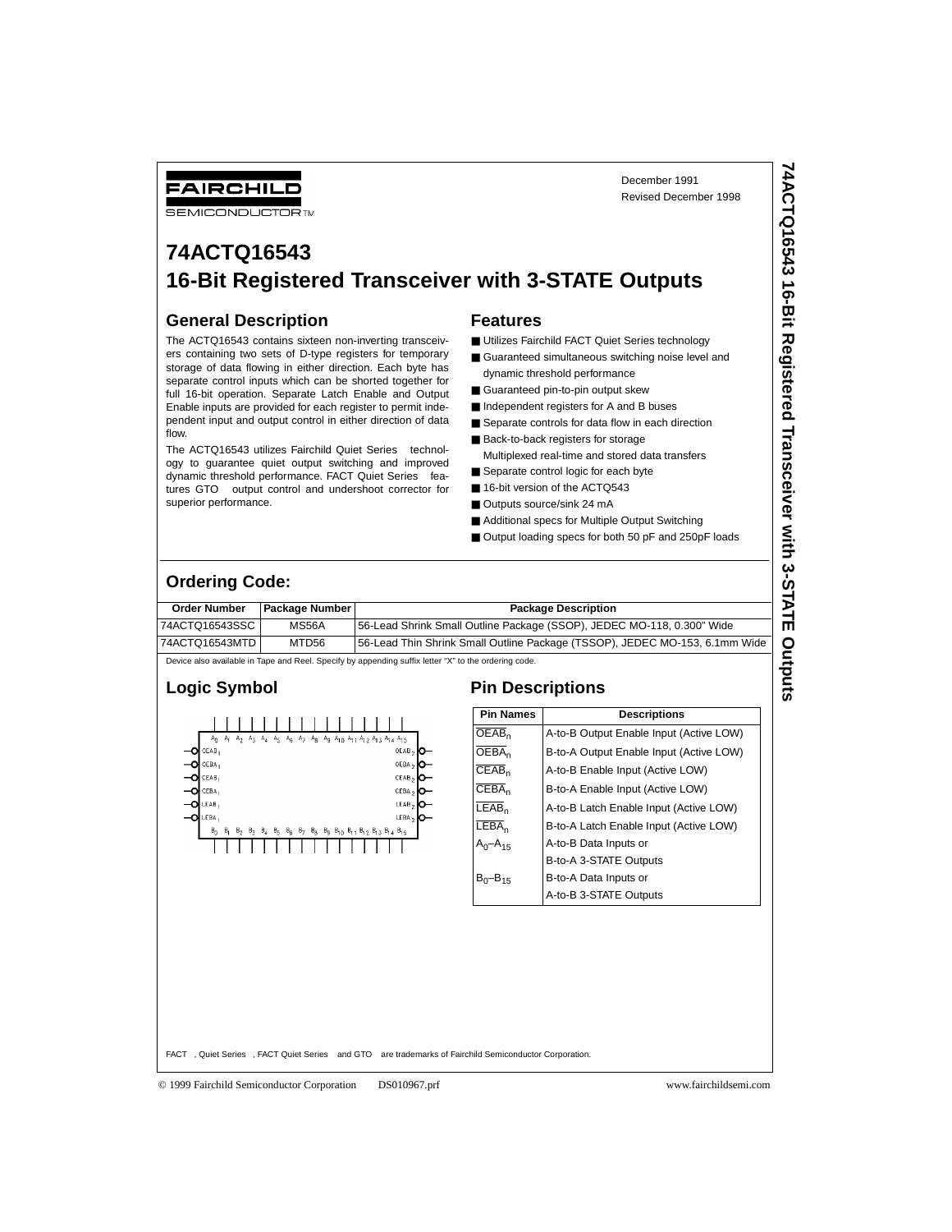FAIRCHILD SEMICONDUCTOR™

December 1991
Revised December 1998

# 74ACTQ16543
# 16-Bit Registered Transceiver with 3-STATE Outputs

## General Description

The ACTQ16543 contains sixteen non-inverting transceivers containing two sets of D-type registers for temporary storage of data flowing in either direction. Each byte has separate control inputs which can be shorted together for full 16-bit operation. Separate Latch Enable and Output Enable inputs are provided for each register to permit independent input and output control in either direction of data flow.

The ACTQ16543 utilizes Fairchild Quiet Series™ technology to guarantee quiet output switching and improved dynamic threshold performance. FACT Quiet Series™ features GTO™ output control and undershoot corrector for superior performance.

## Features

- Utilizes Fairchild FACT Quiet Series technology
- Guaranteed simultaneous switching noise level and dynamic threshold performance
- Guaranteed pin-to-pin output skew
- Independent registers for A and B buses
- Separate controls for data flow in each direction
- Back-to-back registers for storage
  Multiplexed real-time and stored data transfers
- Separate control logic for each byte
- 16-bit version of the ACTQ543
- Outputs source/sink 24 mA
- Additional specs for Multiple Output Switching
- Output loading specs for both 50 pF and 250pF loads

## Ordering Code:

| Order Number | Package Number | Package Description |
|---|---|---|
| 74ACTQ16543SSC | MS56A | 56-Lead Shrink Small Outline Package (SSOP), JEDEC MO-118, 0.300" Wide |
| 74ACTQ16543MTD | MTD56 | 56-Lead Thin Shrink Small Outline Package (TSSOP), JEDEC MO-153, 6.1mm Wide |

Device also available in Tape and Reel. Specify by appending suffix letter "X" to the ordering code.

## Logic Symbol

## Pin Descriptions

| Pin Names | Descriptions |
|---|---|
| $\overline{OEAB_n}$ | A-to-B Output Enable Input (Active LOW) |
| $\overline{OEBA_n}$ | B-to-A Output Enable Input (Active LOW) |
| $\overline{CEAB_n}$ | A-to-B Enable Input (Active LOW) |
| $\overline{CEBA_n}$ | B-to-A Enable Input (Active LOW) |
| $\overline{LEAB_n}$ | A-to-B Latch Enable Input (Active LOW) |
| $\overline{LEBA_n}$ | B-to-A Latch Enable Input (Active LOW) |
| $A_0$–$A_{15}$ | A-to-B Data Inputs or B-to-A 3-STATE Outputs |
| $B_0$–$B_{15}$ | B-to-A Data Inputs or A-to-B 3-STATE Outputs |

FACT™, Quiet Series™, FACT Quiet Series™ and GTO™ are trademarks of Fairchild Semiconductor Corporation.

© 1999 Fairchild Semiconductor Corporation DS010967.prf www.fairchildsemi.com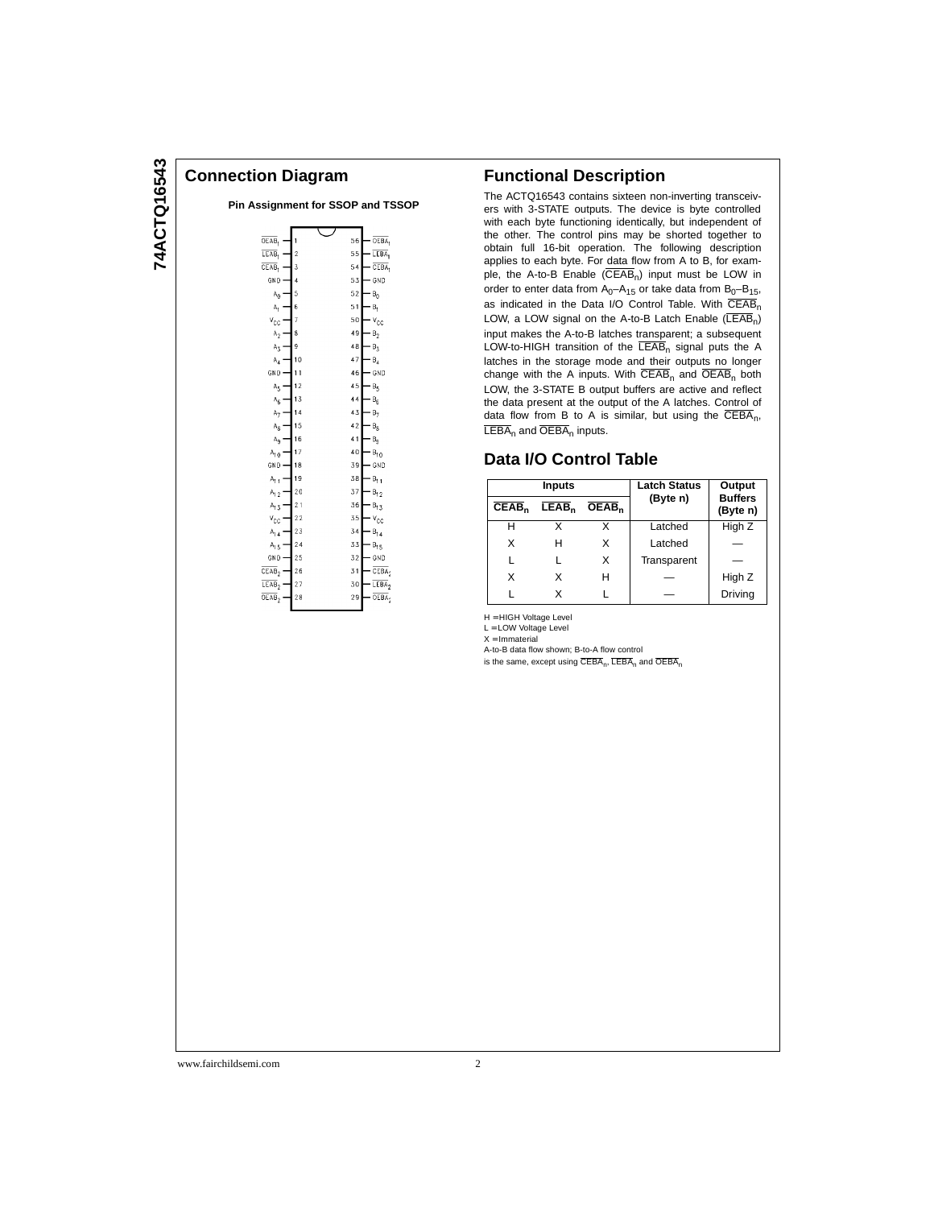## Connection Diagram

**Pin Assignment for SSOP and TSSOP**

| Pin Name | Pin | Pin | Pin Name |
|---|---|---|---|
| $\overline{OEAB_1}$ | 1 | 56 | $\overline{OEBA_1}$ |
| $\overline{LEAB_1}$ | 2 | 55 | $\overline{LEBA_1}$ |
| $\overline{CEAB_1}$ | 3 | 54 | $\overline{CEBA_1}$ |
| GND | 4 | 53 | GND |
| $A_0$ | 5 | 52 | $B_0$ |
| $A_1$ | 6 | 51 | $B_1$ |
| $V_{CC}$ | 7 | 50 | $V_{CC}$ |
| $A_2$ | 8 | 49 | $B_2$ |
| $A_3$ | 9 | 48 | $B_3$ |
| $A_4$ | 10 | 47 | $B_4$ |
| GND | 11 | 46 | GND |
| $A_5$ | 12 | 45 | $B_5$ |
| $A_6$ | 13 | 44 | $B_6$ |
| $A_7$ | 14 | 43 | $B_7$ |
| $A_8$ | 15 | 42 | $B_8$ |
| $A_9$ | 16 | 41 | $B_9$ |
| $A_{10}$ | 17 | 40 | $B_{10}$ |
| GND | 18 | 39 | GND |
| $A_{11}$ | 19 | 38 | $B_{11}$ |
| $A_{12}$ | 20 | 37 | $B_{12}$ |
| $A_{13}$ | 21 | 36 | $B_{13}$ |
| $V_{CC}$ | 22 | 35 | $V_{CC}$ |
| $A_{14}$ | 23 | 34 | $B_{14}$ |
| $A_{15}$ | 24 | 33 | $B_{15}$ |
| GND | 25 | 32 | GND |
| $\overline{CEAB_2}$ | 26 | 31 | $\overline{CEBA_2}$ |
| $\overline{LEAB_2}$ | 27 | 30 | $\overline{LEBA_2}$ |
| $\overline{OEAB_2}$ | 28 | 29 | $\overline{OEBA_2}$ |

## Functional Description

The ACTQ16543 contains sixteen non-inverting transceivers with 3-STATE outputs. The device is byte controlled with each byte functioning identically, but independent of the other. The control pins may be shorted together to obtain full 16-bit operation. The following description applies to each byte. For data flow from A to B, for example, the A-to-B Enable ($\overline{CEAB_n}$) input must be LOW in order to enter data from $A_0$–$A_{15}$ or take data from $B_0$–$B_{15}$, as indicated in the Data I/O Control Table. With $\overline{CEAB_n}$ LOW, a LOW signal on the A-to-B Latch Enable ($\overline{LEAB_n}$) input makes the A-to-B latches transparent; a subsequent LOW-to-HIGH transition of the $\overline{LEAB_n}$ signal puts the A latches in the storage mode and their outputs no longer change with the A inputs. With $\overline{CEAB_n}$ and $\overline{OEAB_n}$ both LOW, the 3-STATE B output buffers are active and reflect the data present at the output of the A latches. Control of data flow from B to A is similar, but using the $\overline{CEBA_n}$, $\overline{LEBA_n}$ and $\overline{OEBA_n}$ inputs.

## Data I/O Control Table

| Inputs | | | Latch Status (Byte n) | Output Buffers (Byte n) |
|---|---|---|---|---|
| $\overline{CEAB_n}$ | $\overline{LEAB_n}$ | $\overline{OEAB_n}$ | | |
| H | X | X | Latched | High Z |
| X | H | X | Latched | — |
| L | L | X | Transparent | — |
| X | X | H | — | High Z |
| L | X | L | — | Driving |

H = HIGH Voltage Level
L = LOW Voltage Level
X = Immaterial
A-to-B data flow shown; B-to-A flow control is the same, except using $\overline{CEBA_n}$, $\overline{LEBA_n}$ and $\overline{OEBA_n}$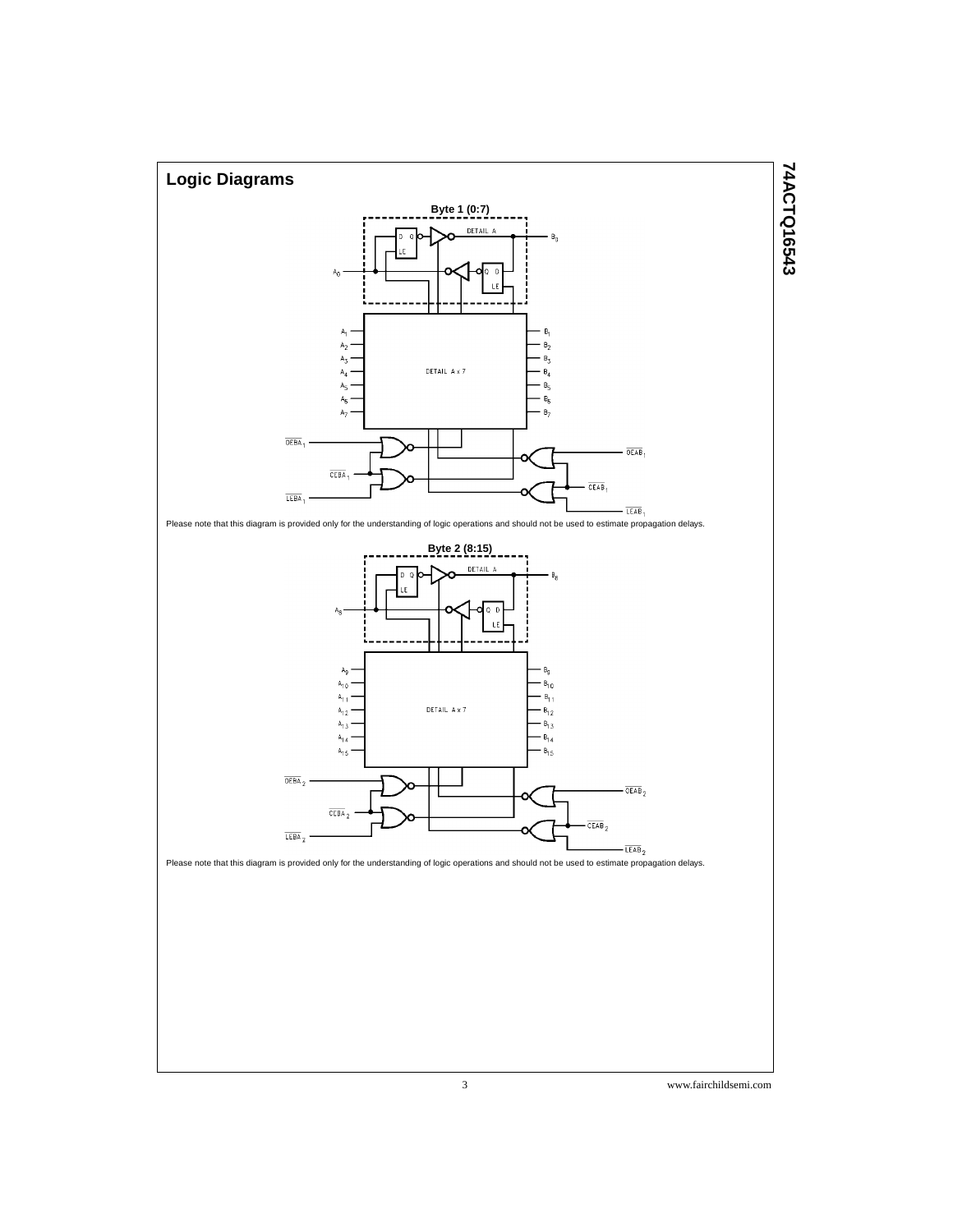## Logic Diagrams

**Byte 1 (0:7)**

Please note that this diagram is provided only for the understanding of logic operations and should not be used to estimate propagation delays.

**Byte 2 (8:15)**

Please note that this diagram is provided only for the understanding of logic operations and should not be used to estimate propagation delays.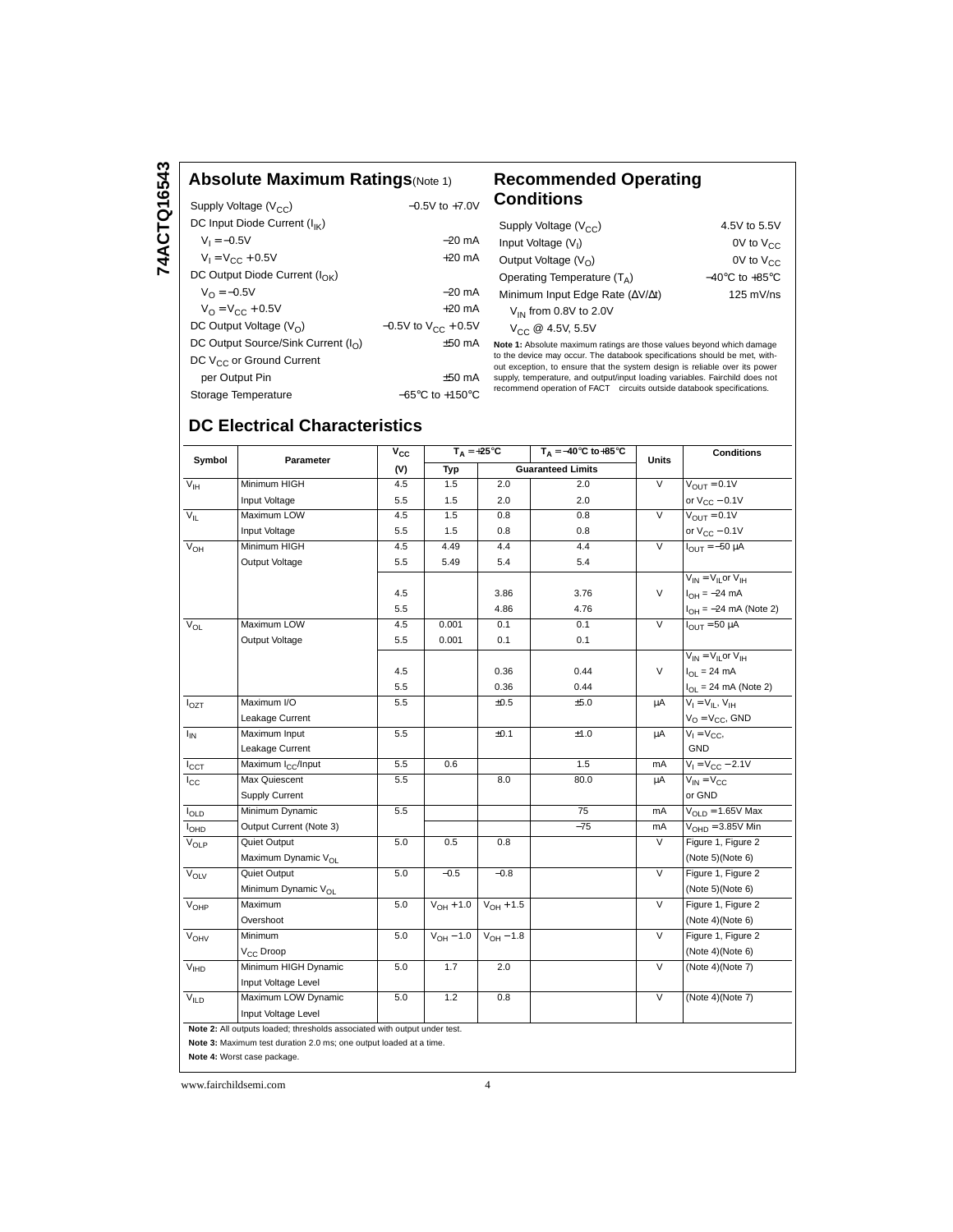## Absolute Maximum Ratings (Note 1)

| | |
|---|---|
| Supply Voltage ($V_{CC}$) | −0.5V to +7.0V |
| DC Input Diode Current ($I_{IK}$) | |
| $V_I = -0.5V$ | −20 mA |
| $V_I = V_{CC} + 0.5V$ | +20 mA |
| DC Output Diode Current ($I_{OK}$) | |
| $V_O = -0.5V$ | −20 mA |
| $V_O = V_{CC} + 0.5V$ | +20 mA |
| DC Output Voltage ($V_O$) | −0.5V to $V_{CC}$ + 0.5V |
| DC Output Source/Sink Current ($I_O$) | ±50 mA |
| DC $V_{CC}$ or Ground Current | |
| per Output Pin | ±50 mA |
| Storage Temperature | −65°C to +150°C |

## Recommended Operating Conditions

| | |
|---|---|
| Supply Voltage ($V_{CC}$) | 4.5V to 5.5V |
| Input Voltage ($V_I$) | 0V to $V_{CC}$ |
| Output Voltage ($V_O$) | 0V to $V_{CC}$ |
| Operating Temperature ($T_A$) | −40°C to +85°C |
| Minimum Input Edge Rate (ΔV/Δt) | 125 mV/ns |
| $V_{IN}$ from 0.8V to 2.0V | |
| $V_{CC}$ @ 4.5V, 5.5V | |

**Note 1:** Absolute maximum ratings are those values beyond which damage to the device may occur. The databook specifications should be met, without exception, to ensure that the system design is reliable over its power supply, temperature, and output/input loading variables. Fairchild does not recommend operation of FACT circuits outside databook specifications.

## DC Electrical Characteristics

| Symbol | Parameter | $V_{CC}$ (V) | $T_A = +25°C$ Typ | $T_A = +25°C$ Guaranteed Limits | $T_A = -40°C$ to $+85°C$ Guaranteed Limits | Units | Conditions |
|---|---|---|---|---|---|---|---|
| $V_{IH}$ | Minimum HIGH | 4.5 | 1.5 | 2.0 | 2.0 | V | $V_{OUT} = 0.1V$ |
| | Input Voltage | 5.5 | 1.5 | 2.0 | 2.0 | | or $V_{CC} - 0.1V$ |
| $V_{IL}$ | Maximum LOW | 4.5 | 1.5 | 0.8 | 0.8 | V | $V_{OUT} = 0.1V$ |
| | Input Voltage | 5.5 | 1.5 | 0.8 | 0.8 | | or $V_{CC} - 0.1V$ |
| $V_{OH}$ | Minimum HIGH | 4.5 | 4.49 | 4.4 | 4.4 | V | $I_{OUT} = -50$ µA |
| | Output Voltage | 5.5 | 5.49 | 5.4 | 5.4 | | |
| | | | | | | | $V_{IN} = V_{IL}$ or $V_{IH}$ |
| | | 4.5 | | 3.86 | 3.76 | V | $I_{OH} = -24$ mA |
| | | 5.5 | | 4.86 | 4.76 | | $I_{OH} = -24$ mA (Note 2) |
| $V_{OL}$ | Maximum LOW | 4.5 | 0.001 | 0.1 | 0.1 | V | $I_{OUT} = 50$ µA |
| | Output Voltage | 5.5 | 0.001 | 0.1 | 0.1 | | |
| | | | | | | | $V_{IN} = V_{IL}$ or $V_{IH}$ |
| | | 4.5 | | 0.36 | 0.44 | V | $I_{OL} = 24$ mA |
| | | 5.5 | | 0.36 | 0.44 | | $I_{OL} = 24$ mA (Note 2) |
| $I_{OZT}$ | Maximum I/O Leakage Current | 5.5 | | ±0.5 | ±5.0 | µA | $V_I = V_{IL}$, $V_{IH}$; $V_O = V_{CC}$, GND |
| $I_{IN}$ | Maximum Input Leakage Current | 5.5 | | ±0.1 | ±1.0 | µA | $V_I = V_{CC}$, GND |
| $I_{CCT}$ | Maximum $I_{CC}$/Input | 5.5 | 0.6 | | 1.5 | mA | $V_I = V_{CC} - 2.1V$ |
| $I_{CC}$ | Max Quiescent Supply Current | 5.5 | | 8.0 | 80.0 | µA | $V_{IN} = V_{CC}$ or GND |
| $I_{OLD}$ | Minimum Dynamic | 5.5 | | | 75 | mA | $V_{OLD} = 1.65V$ Max |
| $I_{OHD}$ | Output Current (Note 3) | | | | −75 | mA | $V_{OHD} = 3.85V$ Min |
| $V_{OLP}$ | Quiet Output Maximum Dynamic $V_{OL}$ | 5.0 | 0.5 | 0.8 | | V | Figure 1, Figure 2 (Note 5)(Note 6) |
| $V_{OLV}$ | Quiet Output Minimum Dynamic $V_{OL}$ | 5.0 | −0.5 | −0.8 | | V | Figure 1, Figure 2 (Note 5)(Note 6) |
| $V_{OHP}$ | Maximum Overshoot | 5.0 | $V_{OH} + 1.0$ | $V_{OH} + 1.5$ | | V | Figure 1, Figure 2 (Note 4)(Note 6) |
| $V_{OHV}$ | Minimum $V_{CC}$ Droop | 5.0 | $V_{OH} - 1.0$ | $V_{OH} - 1.8$ | | V | Figure 1, Figure 2 (Note 4)(Note 6) |
| $V_{IHD}$ | Minimum HIGH Dynamic Input Voltage Level | 5.0 | 1.7 | 2.0 | | V | (Note 4)(Note 7) |
| $V_{ILD}$ | Maximum LOW Dynamic Input Voltage Level | 5.0 | 1.2 | 0.8 | | V | (Note 4)(Note 7) |

**Note 2:** All outputs loaded; thresholds associated with output under test.

**Note 3:** Maximum test duration 2.0 ms; one output loaded at a time.

**Note 4:** Worst case package.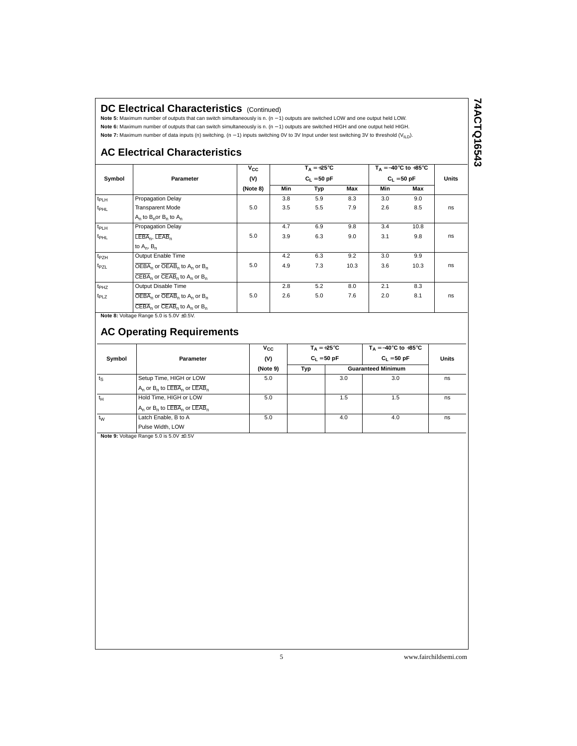## DC Electrical Characteristics (Continued)

**Note 5:** Maximum number of outputs that can switch simultaneously is n. (n − 1) outputs are switched LOW and one output held LOW.

**Note 6:** Maximum number of outputs that can switch simultaneously is n. (n − 1) outputs are switched HIGH and one output held HIGH.

**Note 7:** Maximum number of data inputs (n) switching. (n − 1) inputs switching 0V to 3V Input under test switching 3V to threshold ($V_{ILD}$).

## AC Electrical Characteristics

| Symbol | Parameter | $V_{CC}$ (V) (Note 8) | $T_A = +25°C$, $C_L = 50$ pF | | | $T_A = -40°C$ to $+85°C$, $C_L = 50$ pF | | Units |
|---|---|---|---|---|---|---|---|---|
| | | | Min | Typ | Max | Min | Max | |
| $t_{PLH}$ | Propagation Delay | | 3.8 | 5.9 | 8.3 | 3.0 | 9.0 | |
| $t_{PHL}$ | Transparent Mode $A_n$ to $B_n$ or $B_n$ to $A_n$ | 5.0 | 3.5 | 5.5 | 7.9 | 2.6 | 8.5 | ns |
| $t_{PLH}$ | Propagation Delay | | 4.7 | 6.9 | 9.8 | 3.4 | 10.8 | |
| $t_{PHL}$ | $\overline{LEBA}_n$, $\overline{LEAB}_n$ to $A_n$, $B_n$ | 5.0 | 3.9 | 6.3 | 9.0 | 3.1 | 9.8 | ns |
| $t_{PZH}$ | Output Enable Time | | 4.2 | 6.3 | 9.2 | 3.0 | 9.9 | |
| $t_{PZL}$ | $\overline{OEBA}_n$ or $\overline{OEAB}_n$ to $A_n$ or $B_n$; $\overline{CEBA}_n$ or $\overline{CEAB}_n$ to $A_n$ or $B_n$ | 5.0 | 4.9 | 7.3 | 10.3 | 3.6 | 10.3 | ns |
| $t_{PHZ}$ | Output Disable Time | | 2.8 | 5.2 | 8.0 | 2.1 | 8.3 | |
| $t_{PLZ}$ | $\overline{OEBA}_n$ or $\overline{OEAB}_n$ to $A_n$ or $B_n$; $\overline{CEBA}_n$ or $\overline{CEAB}_n$ to $A_n$ or $B_n$ | 5.0 | 2.6 | 5.0 | 7.6 | 2.0 | 8.1 | ns |

**Note 8:** Voltage Range 5.0 is 5.0V ±0.5V.

## AC Operating Requirements

| Symbol | Parameter | $V_{CC}$ (V) (Note 9) | $T_A = +25°C$, $C_L = 50$ pF | | $T_A = -40°C$ to $+85°C$, $C_L = 50$ pF | Units |
|---|---|---|---|---|---|---|
| | | | Typ | Guaranteed Minimum | | |
| $t_S$ | Setup Time, HIGH or LOW $A_n$ or $B_n$ to $\overline{LEBA}_n$ or $\overline{LEAB}_n$ | 5.0 | | 3.0 | 3.0 | ns |
| $t_H$ | Hold Time, HIGH or LOW $A_n$ or $B_n$ to $\overline{LEBA}_n$ or $\overline{LEAB}_n$ | 5.0 | | 1.5 | 1.5 | ns |
| $t_W$ | Latch Enable, B to A Pulse Width, LOW | 5.0 | | 4.0 | 4.0 | ns |

**Note 9:** Voltage Range 5.0 is 5.0V ±0.5V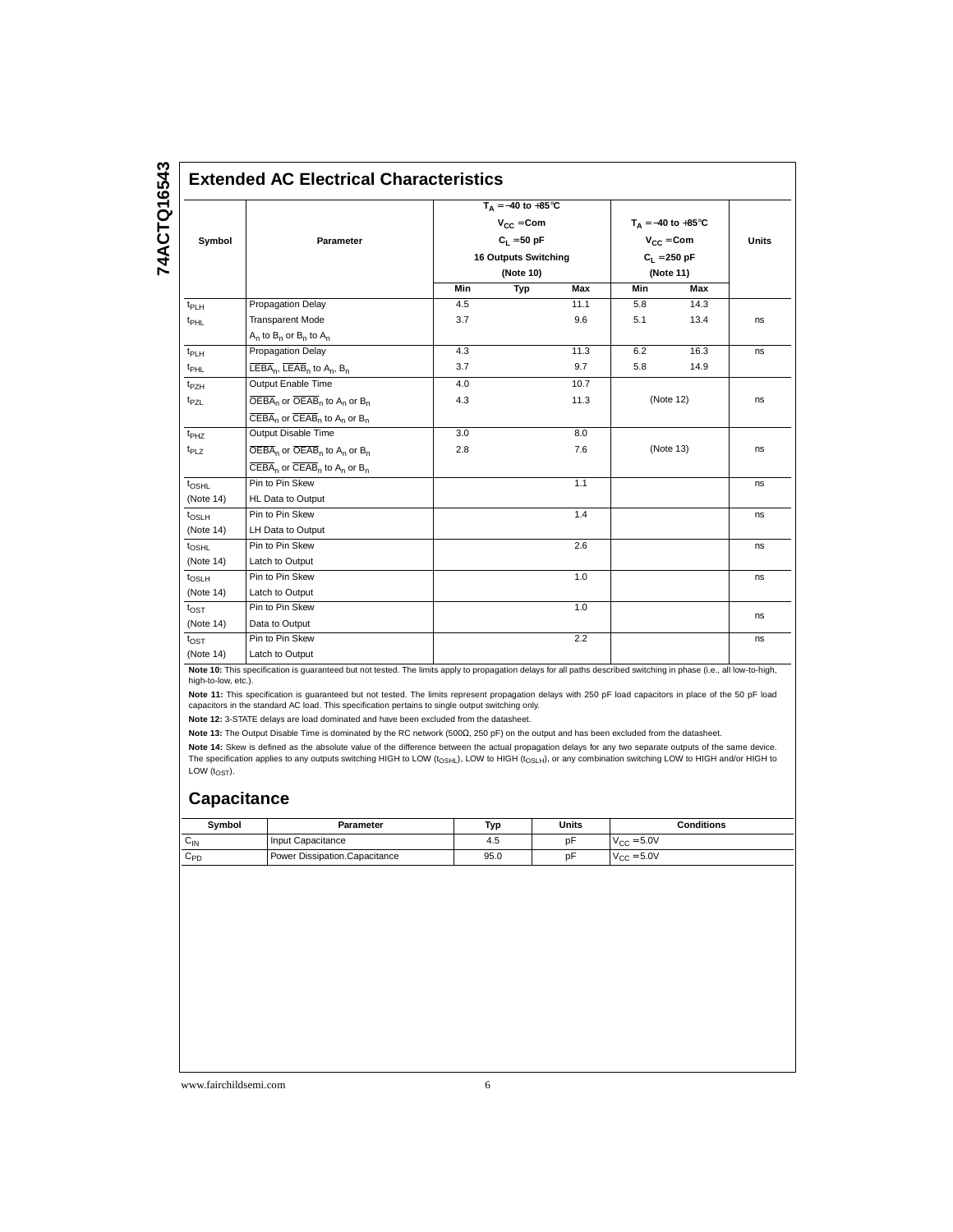## Extended AC Electrical Characteristics

| Symbol | Parameter | $T_A = -40$ to $+85°C$, $V_{CC} =$ Com, $C_L = 50$ pF, 16 Outputs Switching (Note 10) | | | $T_A = -40$ to $+85°C$, $V_{CC} =$ Com, $C_L = 250$ pF (Note 11) | | Units |
|---|---|---|---|---|---|---|---|
| | | Min | Typ | Max | Min | Max | |
| $t_{PLH}$ | Propagation Delay | 4.5 | | 11.1 | 5.8 | 14.3 | |
| $t_{PHL}$ | Transparent Mode $A_n$ to $B_n$ or $B_n$ to $A_n$ | 3.7 | | 9.6 | 5.1 | 13.4 | ns |
| $t_{PLH}$ | Propagation Delay | 4.3 | | 11.3 | 6.2 | 16.3 | ns |
| $t_{PHL}$ | $\overline{LEBA_n}$, $\overline{LEAB_n}$ to $A_n$, $B_n$ | 3.7 | | 9.7 | 5.8 | 14.9 | |
| $t_{PZH}$ | Output Enable Time | 4.0 | | 10.7 | (Note 12) | | ns |
| $t_{PZL}$ | $\overline{OEBA_n}$ or $\overline{OEAB_n}$ to $A_n$ or $B_n$; $\overline{CEBA_n}$ or $\overline{CEAB_n}$ to $A_n$ or $B_n$ | 4.3 | | 11.3 | | | |
| $t_{PHZ}$ | Output Disable Time | 3.0 | | 8.0 | (Note 13) | | ns |
| $t_{PLZ}$ | $\overline{OEBA_n}$ or $\overline{OEAB_n}$ to $A_n$ or $B_n$; $\overline{CEBA_n}$ or $\overline{CEAB_n}$ to $A_n$ or $B_n$ | 2.8 | | 7.6 | | | |
| $t_{OSHL}$ (Note 14) | Pin to Pin Skew HL Data to Output | | | 1.1 | | | ns |
| $t_{OSLH}$ (Note 14) | Pin to Pin Skew LH Data to Output | | | 1.4 | | | ns |
| $t_{OSHL}$ (Note 14) | Pin to Pin Skew Latch to Output | | | 2.6 | | | ns |
| $t_{OSLH}$ (Note 14) | Pin to Pin Skew Latch to Output | | | 1.0 | | | ns |
| $t_{OST}$ (Note 14) | Pin to Pin Skew Data to Output | | | 1.0 | | | ns |
| $t_{OST}$ (Note 14) | Pin to Pin Skew Latch to Output | | | 2.2 | | | ns |

**Note 10:** This specification is guaranteed but not tested. The limits apply to propagation delays for all paths described switching in phase (i.e., all low-to-high, high-to-low, etc.).

**Note 11:** This specification is guaranteed but not tested. The limits represent propagation delays with 250 pF load capacitors in place of the 50 pF load capacitors in the standard AC load. This specification pertains to single output switching only.

**Note 12:** 3-STATE delays are load dominated and have been excluded from the datasheet.

**Note 13:** The Output Disable Time is dominated by the RC network (500Ω, 250 pF) on the output and has been excluded from the datasheet.

**Note 14:** Skew is defined as the absolute value of the difference between the actual propagation delays for any two separate outputs of the same device. The specification applies to any outputs switching HIGH to LOW ($t_{OSHL}$), LOW to HIGH ($t_{OSLH}$), or any combination switching LOW to HIGH and/or HIGH to LOW ($t_{OST}$).

## Capacitance

| Symbol | Parameter | Typ | Units | Conditions |
|---|---|---|---|---|
| $C_{IN}$ | Input Capacitance | 4.5 | pF | $V_{CC} = 5.0V$ |
| $C_{PD}$ | Power Dissipation.Capacitance | 95.0 | pF | $V_{CC} = 5.0V$ |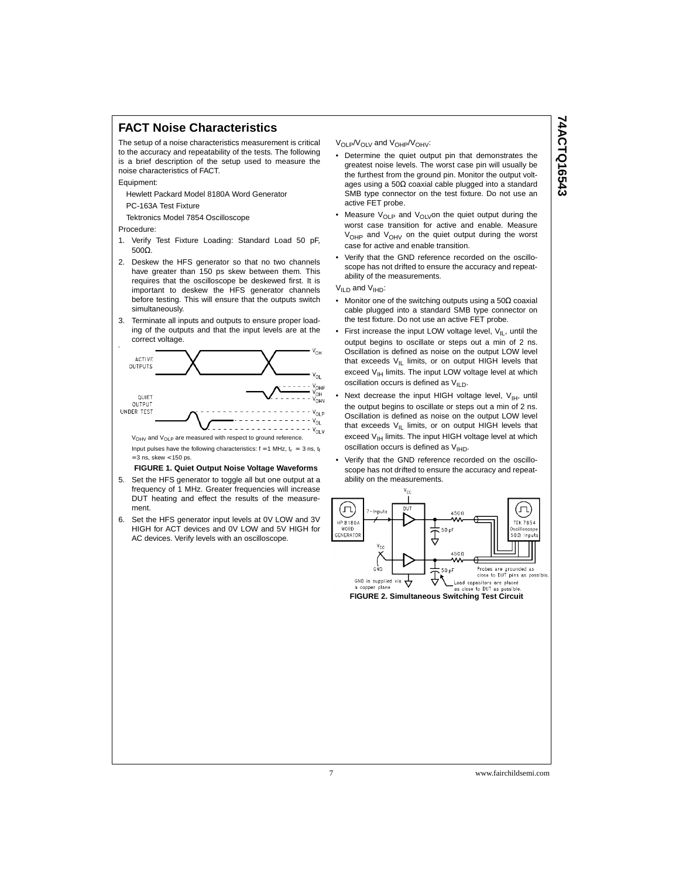## FACT Noise Characteristics

The setup of a noise characteristics measurement is critical to the accuracy and repeatability of the tests. The following is a brief description of the setup used to measure the noise characteristics of FACT.

Equipment:

Hewlett Packard Model 8180A Word Generator

PC-163A Test Fixture

Tektronics Model 7854 Oscilloscope

Procedure:

1. Verify Test Fixture Loading: Standard Load 50 pF, 500Ω.
2. Deskew the HFS generator so that no two channels have greater than 150 ps skew between them. This requires that the oscilloscope be deskewed first. It is important to deskew the HFS generator channels before testing. This will ensure that the outputs switch simultaneously.
3. Terminate all inputs and outputs to ensure proper loading of the outputs and that the input levels are at the correct voltage.

$V_{OHV}$ and $V_{OLP}$ are measured with respect to ground reference.

Input pulses have the following characteristics: f = 1 MHz, $t_r$ = 3 ns, $t_f$ = 3 ns, skew < 150 ps.

**FIGURE 1. Quiet Output Noise Voltage Waveforms**

5. Set the HFS generator to toggle all but one output at a frequency of 1 MHz. Greater frequencies will increase DUT heating and effect the results of the measurement.
6. Set the HFS generator input levels at 0V LOW and 3V HIGH for ACT devices and 0V LOW and 5V HIGH for AC devices. Verify levels with an oscilloscope.

$V_{OLP}/V_{OLV}$ and $V_{OHP}/V_{OHV}$:

- Determine the quiet output pin that demonstrates the greatest noise levels. The worst case pin will usually be the furthest from the ground pin. Monitor the output voltages using a 50Ω coaxial cable plugged into a standard SMB type connector on the test fixture. Do not use an active FET probe.
- Measure $V_{OLP}$ and $V_{OLV}$ on the quiet output during the worst case transition for active and enable. Measure $V_{OHP}$ and $V_{OHV}$ on the quiet output during the worst case for active and enable transition.
- Verify that the GND reference recorded on the oscilloscope has not drifted to ensure the accuracy and repeatability of the measurements.

$V_{ILD}$ and $V_{IHD}$:

- Monitor one of the switching outputs using a 50Ω coaxial cable plugged into a standard SMB type connector on the test fixture. Do not use an active FET probe.
- First increase the input LOW voltage level, $V_{IL}$, until the output begins to oscillate or steps out a min of 2 ns. Oscillation is defined as noise on the output LOW level that exceeds $V_{IL}$ limits, or on output HIGH levels that exceed $V_{IH}$ limits. The input LOW voltage level at which oscillation occurs is defined as $V_{ILD}$.
- Next decrease the input HIGH voltage level, $V_{IH}$, until the output begins to oscillate or steps out a min of 2 ns. Oscillation is defined as noise on the output LOW level that exceeds $V_{IL}$ limits, or on output HIGH levels that exceed $V_{IH}$ limits. The input HIGH voltage level at which oscillation occurs is defined as $V_{IHD}$.
- Verify that the GND reference recorded on the oscilloscope has not drifted to ensure the accuracy and repeatability on the measurements.

**FIGURE 2. Simultaneous Switching Test Circuit**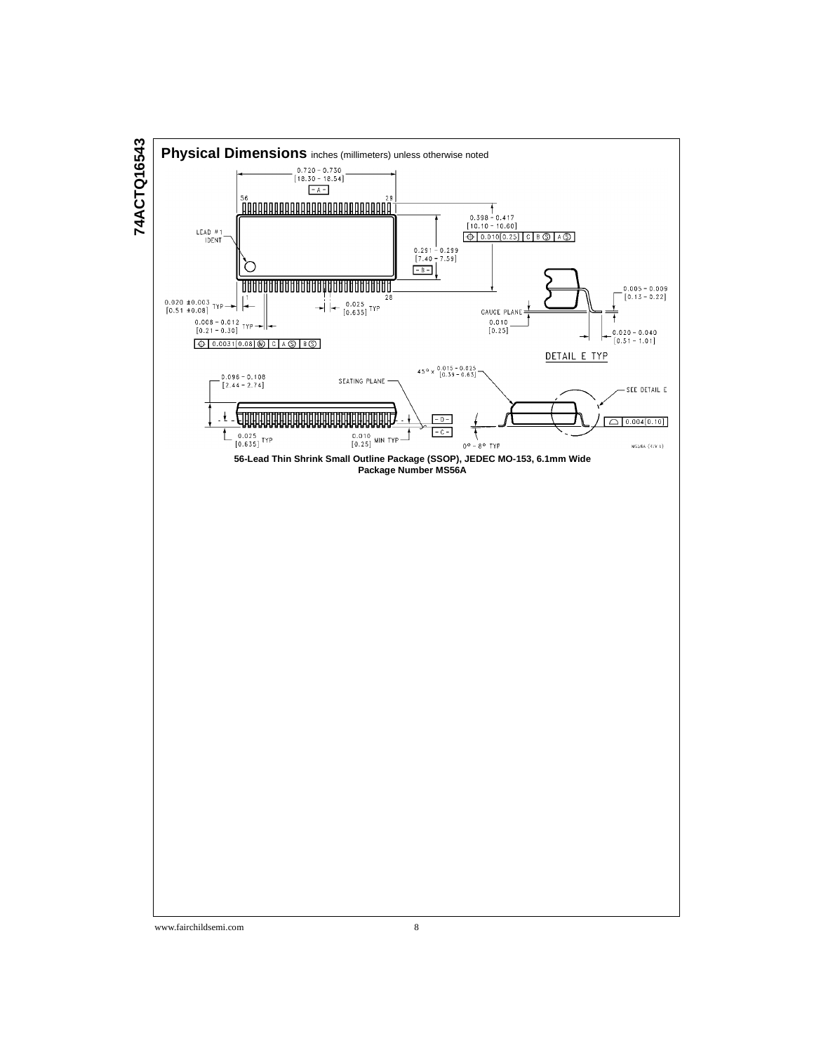## Physical Dimensions inches (millimeters) unless otherwise noted

**56-Lead Thin Shrink Small Outline Package (SSOP), JEDEC MO-153, 6.1mm Wide**
**Package Number MS56A**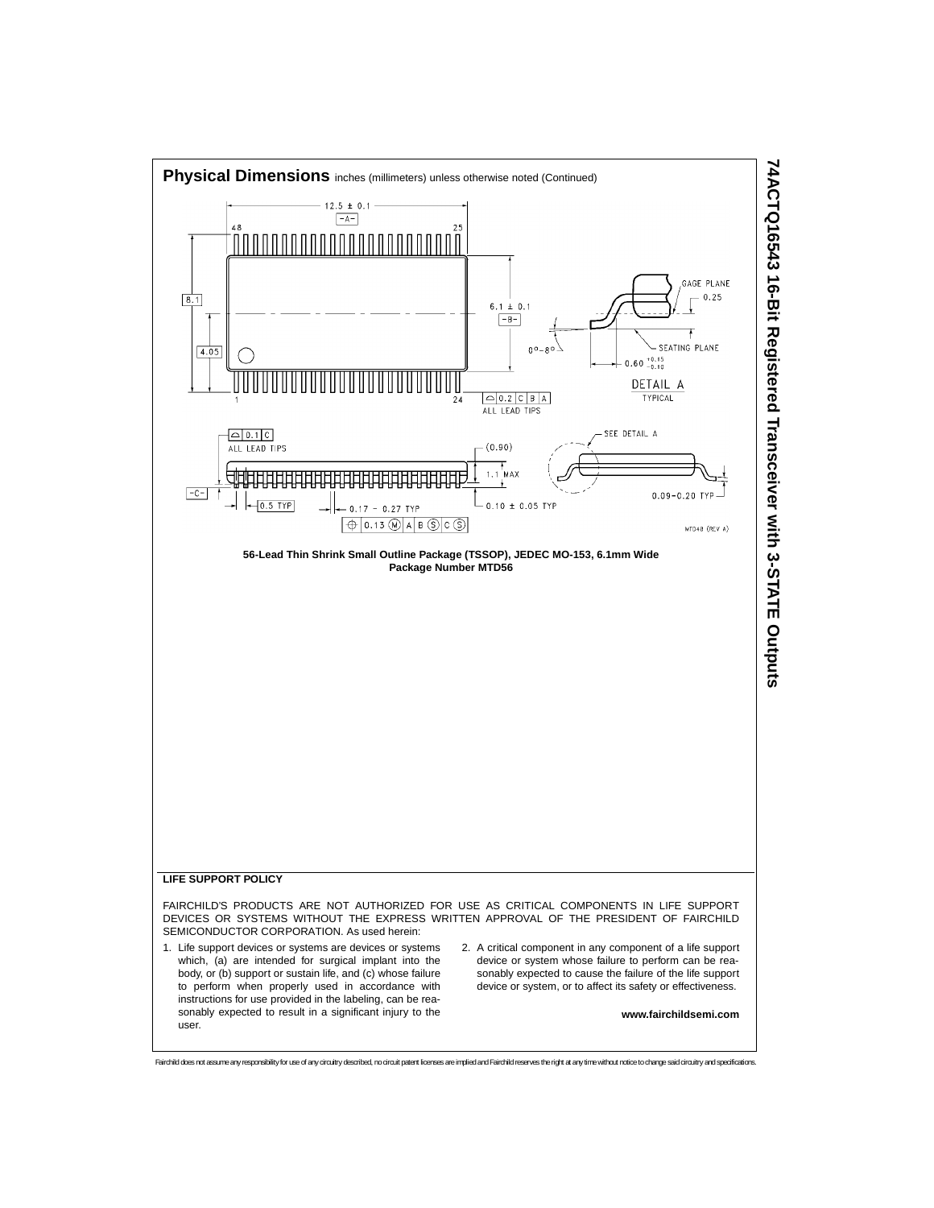## Physical Dimensions inches (millimeters) unless otherwise noted (Continued)

12.5 ± 0.1
-A-
48
25
8.1
4.05
6.1 ± 0.1
-B-
1
24
0.2 C B A
ALL LEAD TIPS
GAGE PLANE
0.25
SEATING PLANE
0°–8°
0.60 +0.15 −0.10
DETAIL A
TYPICAL
0.1 C
ALL LEAD TIPS
(0.90)
1.1 MAX
-C-
0.5 TYP
0.17 – 0.27 TYP
0.10 ± 0.05 TYP
0.13 M A B S C S
SEE DETAIL A
0.09–0.20 TYP
MTD48 (REV A)

**56-Lead Thin Shrink Small Outline Package (TSSOP), JEDEC MO-153, 6.1mm Wide**
**Package Number MTD56**

### LIFE SUPPORT POLICY

FAIRCHILD'S PRODUCTS ARE NOT AUTHORIZED FOR USE AS CRITICAL COMPONENTS IN LIFE SUPPORT DEVICES OR SYSTEMS WITHOUT THE EXPRESS WRITTEN APPROVAL OF THE PRESIDENT OF FAIRCHILD SEMICONDUCTOR CORPORATION. As used herein:

1. Life support devices or systems are devices or systems which, (a) are intended for surgical implant into the body, or (b) support or sustain life, and (c) whose failure to perform when properly used in accordance with instructions for use provided in the labeling, can be reasonably expected to result in a significant injury to the user.
2. A critical component in any component of a life support device or system whose failure to perform can be reasonably expected to cause the failure of the life support device or system, or to affect its safety or effectiveness.

**www.fairchildsemi.com**

Fairchild does not assume any responsibility for use of any circuitry described, no circuit patent licenses are implied and Fairchild reserves the right at any time without notice to change said circuitry and specifications.